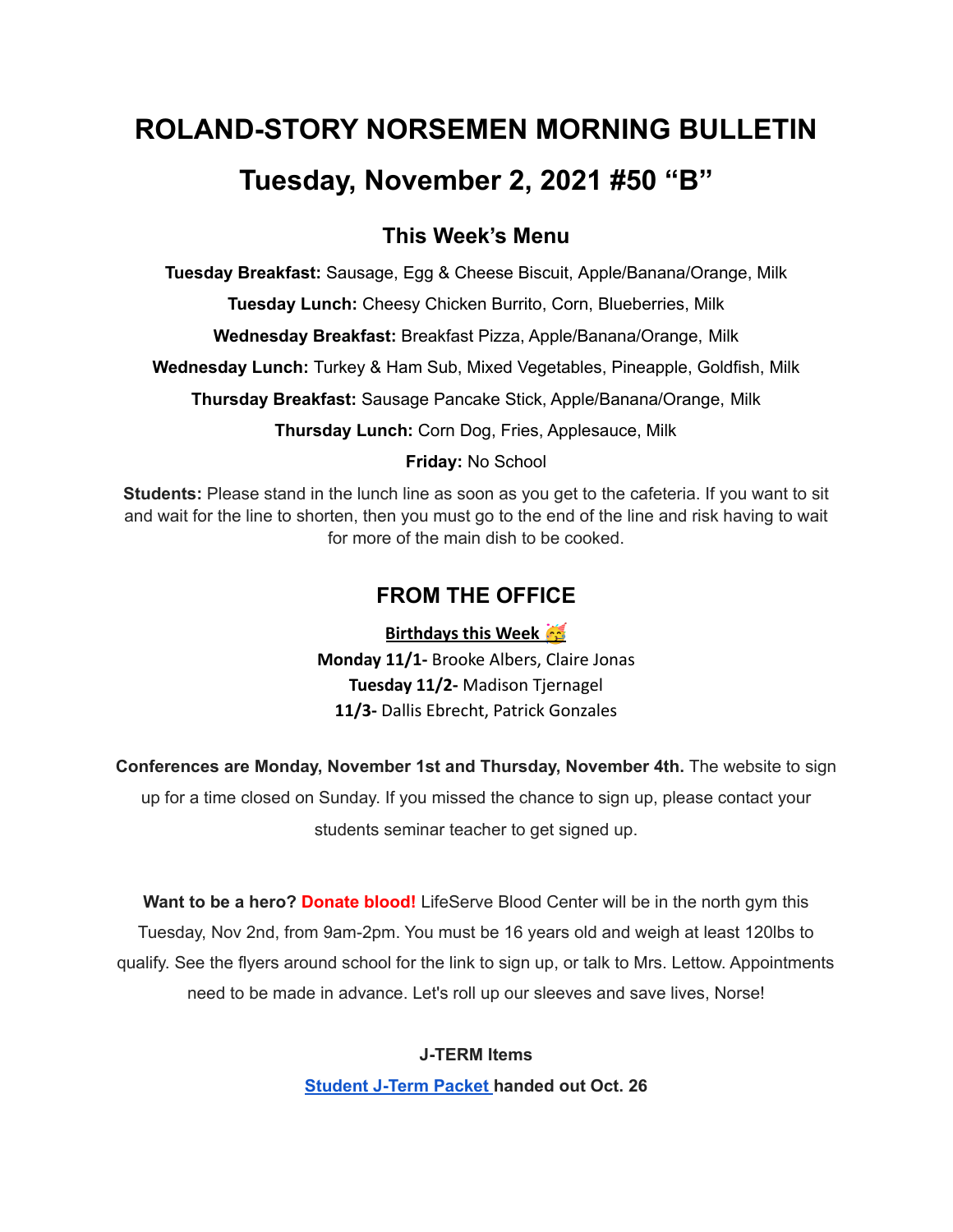# ROLAND-STORY NORSEMEN MORNING BULLETIN

# Tuesday, November 2, 2021 #50 "B"

## This Week's Menu

**Tuesday Breakfast:** Sausage, Egg & Cheese Biscuit, Apple/Banana/Orange, Milk

**Tuesday Lunch:** Cheesy Chicken Burrito, Corn, Blueberries, Milk

**Wednesday Breakfast:** Breakfast Pizza, Apple/Banana/Orange, Milk

**Wednesday Lunch:** Turkey & Ham Sub, Mixed Vegetables, Pineapple, Goldfish, Milk

**Thursday Breakfast:** Sausage Pancake Stick, Apple/Banana/Orange, Milk

**Thursday Lunch:** Corn Dog, Fries, Applesauce, Milk

**Friday:** No School

**Students:** Please stand in the lunch line as soon as you get to the cafeteria. If you want to sit and wait for the line to shorten, then you must go to the end of the line and risk having to wait for more of the main dish to be cooked.

## FROM THE OFFICE

**Birthdays this Week 🥳**

**Monday 11/1-** Brooke Albers, Claire Jonas

**Tuesday 11/2-** Madison Tjernagel

**11/3-** Dallis Ebrecht, Patrick Gonzales

**Conferences are Monday, November 1st and Thursday, November 4th.** The website to sign up for a time closed on Sunday. If you missed the chance to sign up, please contact your students seminar teacher to get signed up.

**Want to be a hero? Donate blood!** LifeServe Blood Center will be in the north gym this Tuesday, Nov 2nd, from 9am-2pm. You must be 16 years old and weigh at least 120lbs to qualify. See the flyers around school for the link to sign up, or talk to Mrs. Lettow. Appointments need to be made in advance. Let's roll up our sleeves and save lives, Norse!

**J-TERM Items**

**Student J-Term Packet handed out Oct. 26**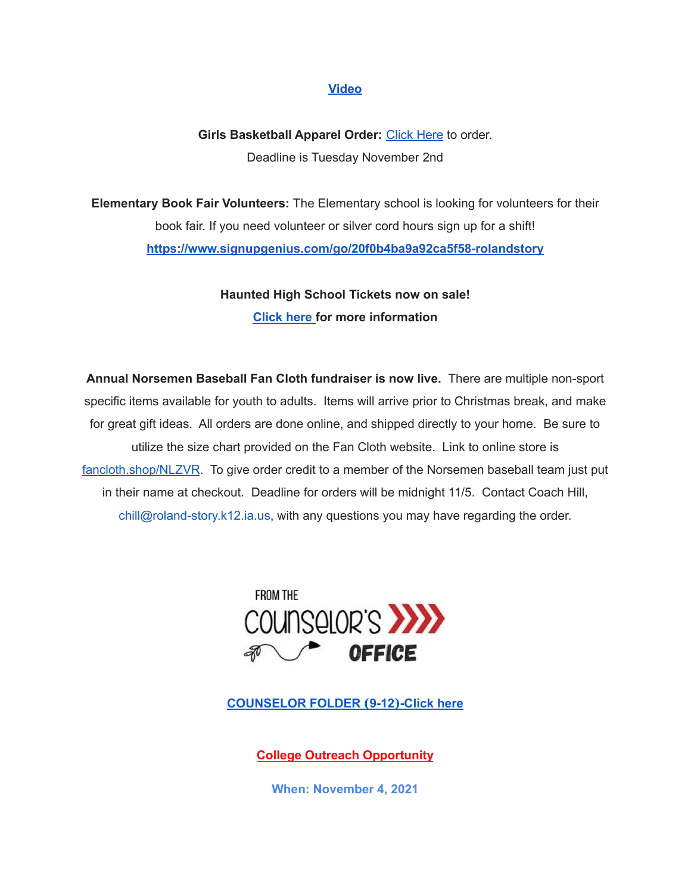**Video**

**Girls Basketball Apparel Order:** Click Here to order.
Deadline is Tuesday November 2nd

**Elementary Book Fair Volunteers:** The Elementary school is looking for volunteers for their book fair. If you need volunteer or silver cord hours sign up for a shift!
**https://www.signupgenius.com/go/20f0b4ba9a92ca5f58-rolandstory**

**Haunted High School Tickets now on sale!**
**Click here for more information**

**Annual Norsemen Baseball Fan Cloth fundraiser is now live.** There are multiple non-sport specific items available for youth to adults. Items will arrive prior to Christmas break, and make for great gift ideas. All orders are done online, and shipped directly to your home. Be sure to utilize the size chart provided on the Fan Cloth website. Link to online store is fancloth.shop/NLZVR. To give order credit to a member of the Norsemen baseball team just put in their name at checkout. Deadline for orders will be midnight 11/5. Contact Coach Hill, chill@roland-story.k12.ia.us, with any questions you may have regarding the order.

FROM THE COUNSELOR'S OFFICE

**COUNSELOR FOLDER (9-12)-Click here**

**College Outreach Opportunity**

**When: November 4, 2021**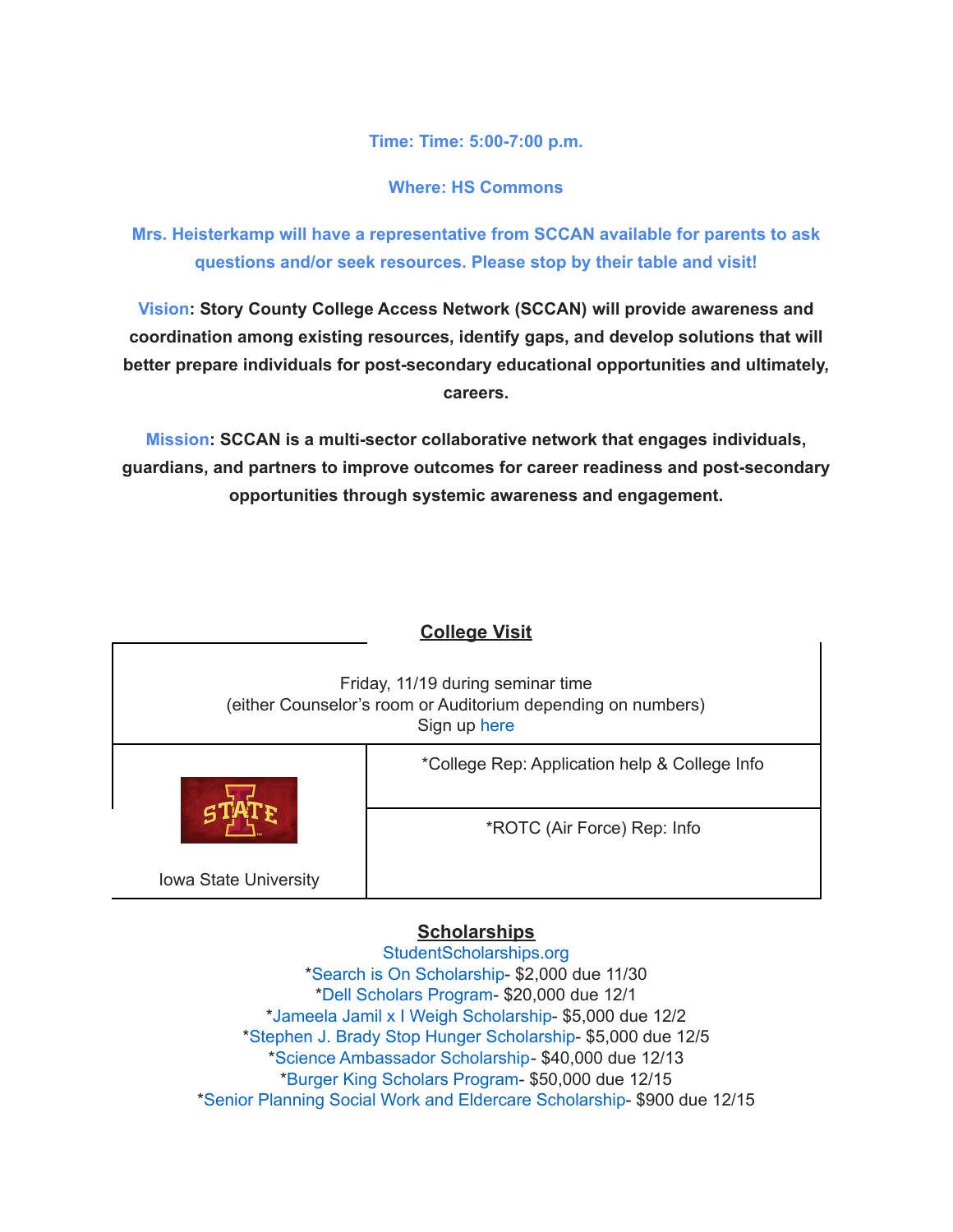**Time: Time: 5:00-7:00 p.m.**

**Where: HS Commons**

**Mrs. Heisterkamp will have a representative from SCCAN available for parents to ask questions and/or seek resources. Please stop by their table and visit!**

**Vision: Story County College Access Network (SCCAN) will provide awareness and coordination among existing resources, identify gaps, and develop solutions that will better prepare individuals for post-secondary educational opportunities and ultimately, careers.**

**Mission: SCCAN is a multi-sector collaborative network that engages individuals, guardians, and partners to improve outcomes for career readiness and post-secondary opportunities through systemic awareness and engagement.**

## College Visit

| Friday, 11/19 during seminar time<br>(either Counselor's room or Auditorium depending on numbers)<br>Sign up here | |
|---|---|
| Iowa State University | *College Rep: Application help & College Info |
| | *ROTC (Air Force) Rep: Info |

## Scholarships

StudentScholarships.org

*Search is On Scholarship- $2,000 due 11/30

*Dell Scholars Program- $20,000 due 12/1

*Jameela Jamil x I Weigh Scholarship- $5,000 due 12/2

*Stephen J. Brady Stop Hunger Scholarship- $5,000 due 12/5

*Science Ambassador Scholarship- $40,000 due 12/13

*Burger King Scholars Program- $50,000 due 12/15

*Senior Planning Social Work and Eldercare Scholarship- $900 due 12/15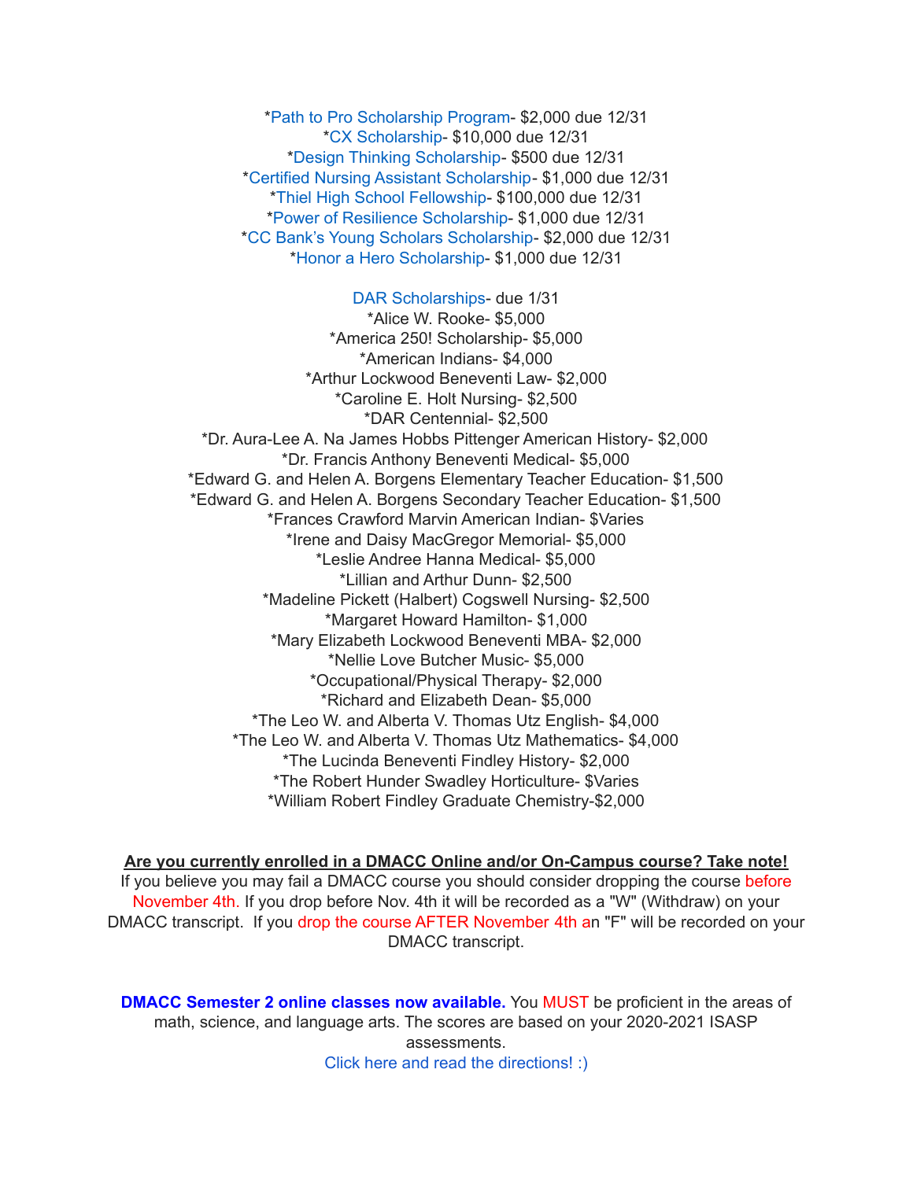*Path to Pro Scholarship Program- $2,000 due 12/31
*CX Scholarship- $10,000 due 12/31
*Design Thinking Scholarship- $500 due 12/31
*Certified Nursing Assistant Scholarship- $1,000 due 12/31
*Thiel High School Fellowship- $100,000 due 12/31
*Power of Resilience Scholarship- $1,000 due 12/31
*CC Bank's Young Scholars Scholarship- $2,000 due 12/31
*Honor a Hero Scholarship- $1,000 due 12/31

DAR Scholarships- due 1/31
*Alice W. Rooke- $5,000
*America 250! Scholarship- $5,000
*American Indians- $4,000
*Arthur Lockwood Beneventi Law- $2,000
*Caroline E. Holt Nursing- $2,500
*DAR Centennial- $2,500
*Dr. Aura-Lee A. Na James Hobbs Pittenger American History- $2,000
*Dr. Francis Anthony Beneventi Medical- $5,000
*Edward G. and Helen A. Borgens Elementary Teacher Education- $1,500
*Edward G. and Helen A. Borgens Secondary Teacher Education- $1,500
*Frances Crawford Marvin American Indian- $Varies
*Irene and Daisy MacGregor Memorial- $5,000
*Leslie Andree Hanna Medical- $5,000
*Lillian and Arthur Dunn- $2,500
*Madeline Pickett (Halbert) Cogswell Nursing- $2,500
*Margaret Howard Hamilton- $1,000
*Mary Elizabeth Lockwood Beneventi MBA- $2,000
*Nellie Love Butcher Music- $5,000
*Occupational/Physical Therapy- $2,000
*Richard and Elizabeth Dean- $5,000
*The Leo W. and Alberta V. Thomas Utz English- $4,000
*The Leo W. and Alberta V. Thomas Utz Mathematics- $4,000
*The Lucinda Beneventi Findley History- $2,000
*The Robert Hunder Swadley Horticulture- $Varies
*William Robert Findley Graduate Chemistry-$2,000

**Are you currently enrolled in a DMACC Online and/or On-Campus course? Take note!**

If you believe you may fail a DMACC course you should consider dropping the course before November 4th. If you drop before Nov. 4th it will be recorded as a "W" (Withdraw) on your DMACC transcript. If you drop the course AFTER November 4th an "F" will be recorded on your DMACC transcript.

**DMACC Semester 2 online classes now available.** You MUST be proficient in the areas of math, science, and language arts. The scores are based on your 2020-2021 ISASP assessments.

Click here and read the directions! :)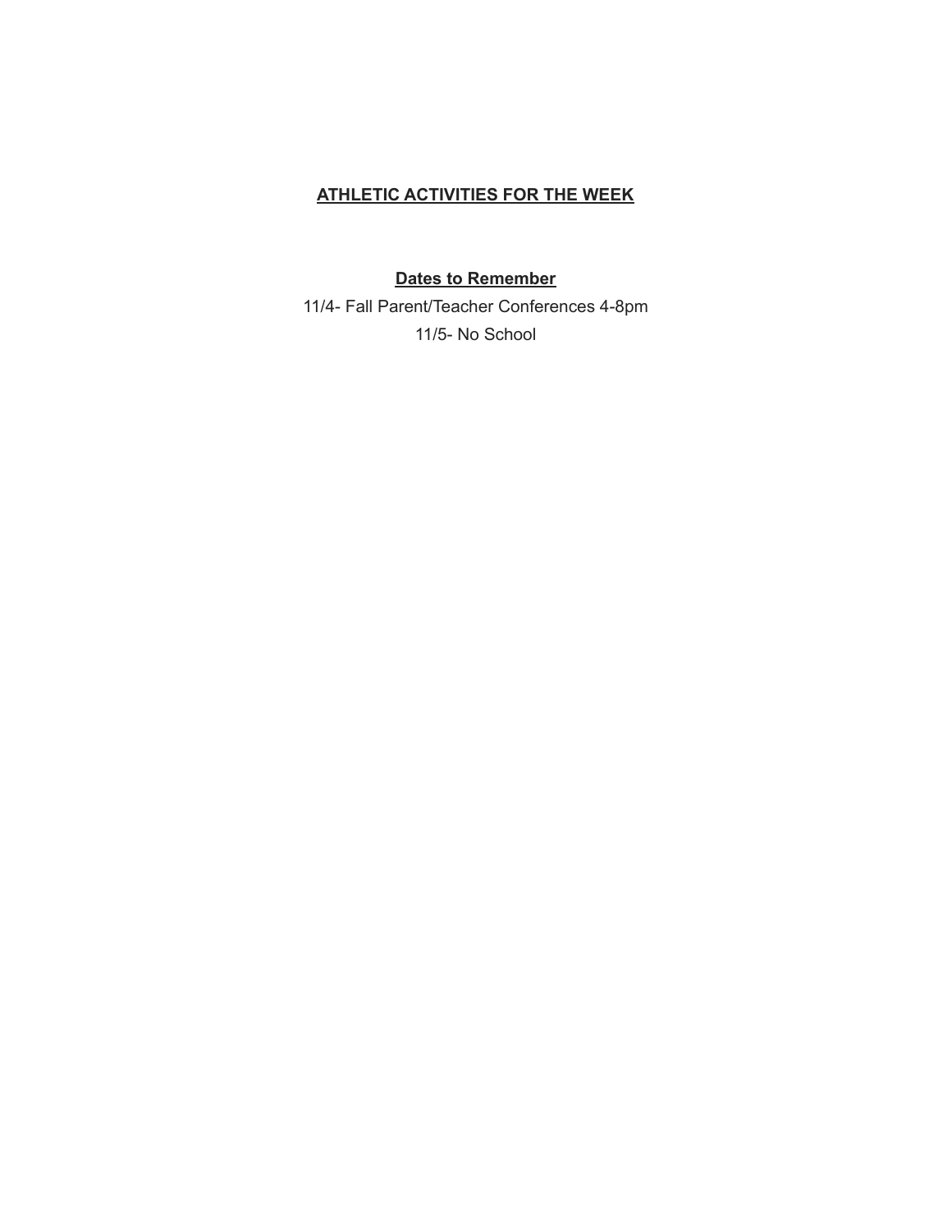**ATHLETIC ACTIVITIES FOR THE WEEK**

**Dates to Remember**

11/4- Fall Parent/Teacher Conferences 4-8pm

11/5- No School